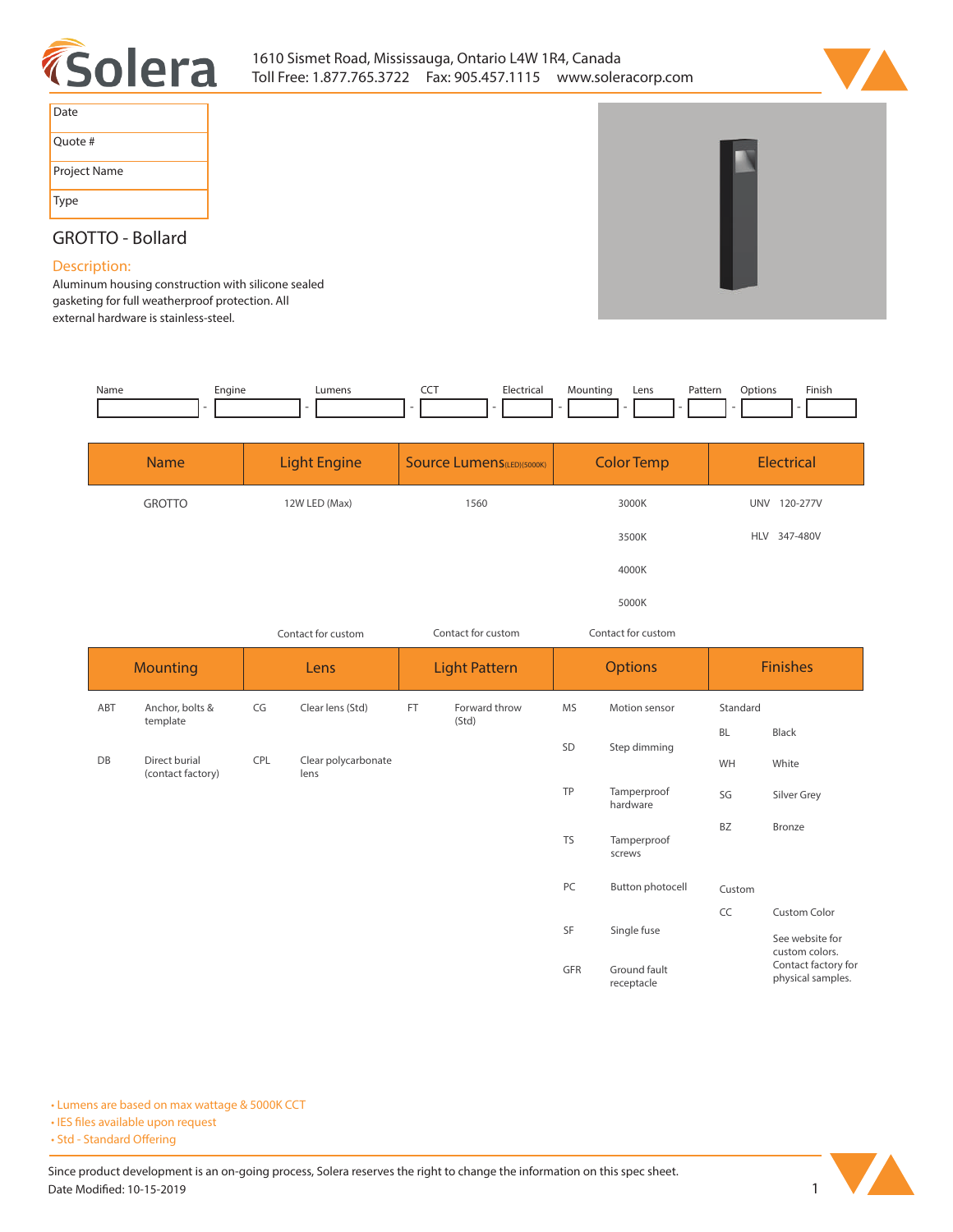# Solera

1610 Sismet Road, Mississauga, Ontario L4W 1R4, Canada
Toll Free: 1.877.765.3722 Fax: 905.457.1115 www.soleracorp.com

| Date | |
|---|---|
| Quote # | |
| Project Name | |
| Type | |

## GROTTO - Bollard

**Description:**

Aluminum housing construction with silicone sealed gasketing for full weatherproof protection. All external hardware is stainless-steel.

| Name | Engine | Lumens | CCT | Electrical | Mounting | Lens | Pattern | Options | Finish |
|---|---|---|---|---|---|---|---|---|---|
| | | | | | | | | | |

| Name | Light Engine | Source Lumens (LED)(5000K) | Color Temp | Electrical |
|---|---|---|---|---|
| GROTTO | 12W LED (Max) | 1560 | 3000K | UNV 120-277V |
| | | | 3500K | HLV 347-480V |
| | | | 4000K | |
| | | | 5000K | |
| | Contact for custom | Contact for custom | Contact for custom | |

| Mounting | | Lens | | Light Pattern | | Options | | Finishes | |
|---|---|---|---|---|---|---|---|---|---|
| ABT | Anchor, bolts & template | CG | Clear lens (Std) | FT | Forward throw (Std) | MS | Motion sensor | Standard | |
| DB | Direct burial (contact factory) | CPL | Clear polycarbonate lens | | | SD | Step dimming | BL | Black |
| | | | | | | TP | Tamperproof hardware | WH | White |
| | | | | | | TS | Tamperproof screws | SG | Silver Grey |
| | | | | | | PC | Button photocell | BZ | Bronze |
| | | | | | | SF | Single fuse | Custom | |
| | | | | | | GFR | Ground fault receptacle | CC | Custom Color |
| | | | | | | | | | See website for custom colors. Contact factory for physical samples. |

- Lumens are based on max wattage & 5000K CCT
- IES files available upon request
- Std - Standard Offering

Since product development is an on-going process, Solera reserves the right to change the information on this spec sheet.
Date Modified: 10-15-2019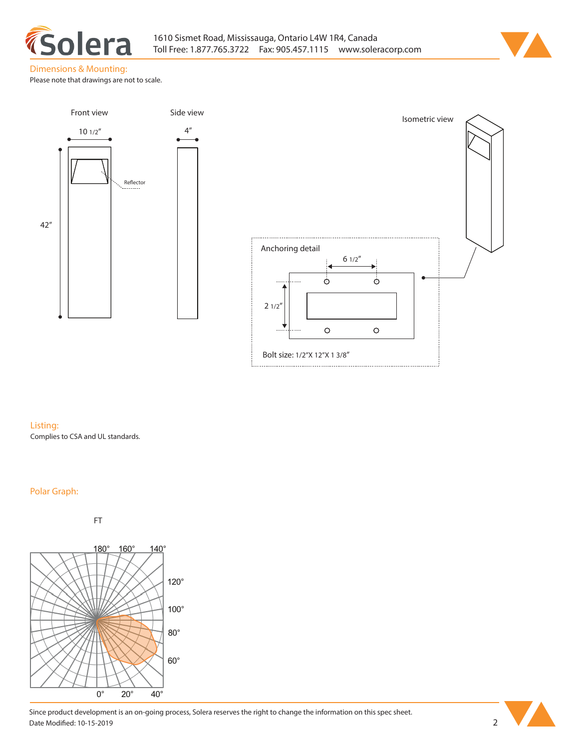1610 Sismet Road, Mississauga, Ontario L4W 1R4, Canada
Toll Free: 1.877.765.3722 Fax: 905.457.1115 www.soleracorp.com

## Dimensions & Mounting:

Please note that drawings are not to scale.

Front view

10 1/2″

Reflector

42″

Side view

4″

Isometric view

Anchoring detail

6 1/2″

2 1/2″

Bolt size: 1/2″X 12″X 1 3/8″

## Listing:

Complies to CSA and UL standards.

## Polar Graph:

FT

180° 160° 140°

120°

100°

80°

60°

0° 20° 40°

Since product development is an on-going process, Solera reserves the right to change the information on this spec sheet.
Date Modified: 10-15-2019